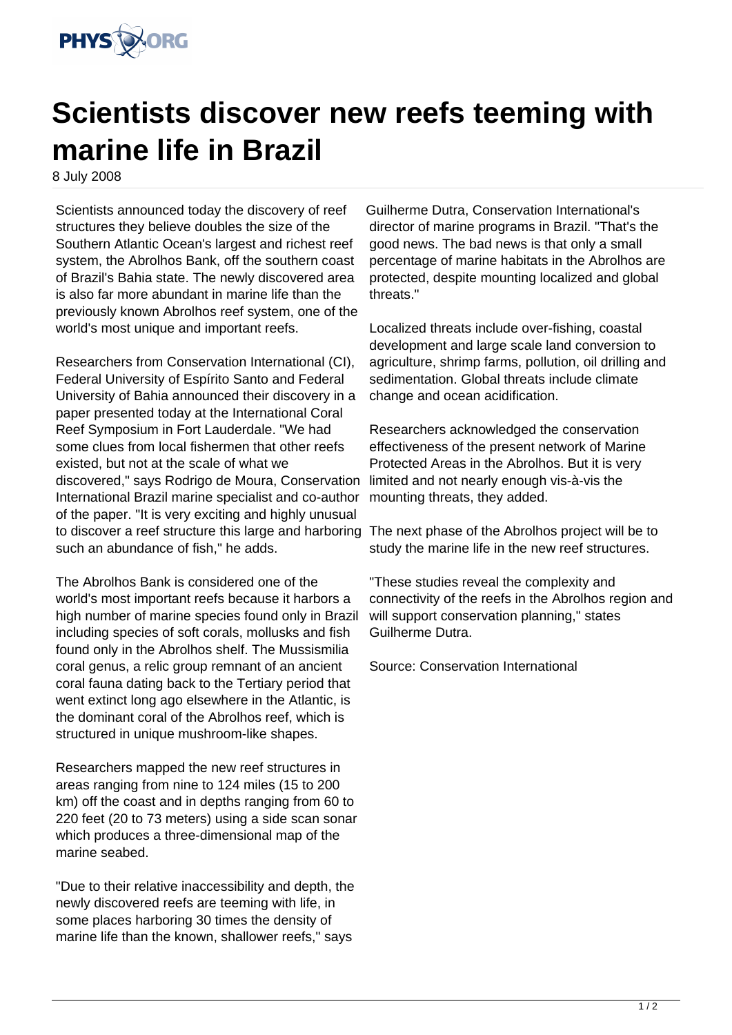# Scientists discover new reefs teeming with marine life in Brazil

8 July 2008

Scientists announced today the discovery of reef structures they believe doubles the size of the Southern Atlantic Ocean's largest and richest reef system, the Abrolhos Bank, off the southern coast of Brazil's Bahia state. The newly discovered area is also far more abundant in marine life than the previously known Abrolhos reef system, one of the world's most unique and important reefs.

Researchers from Conservation International (CI), Federal University of Espírito Santo and Federal University of Bahia announced their discovery in a paper presented today at the International Coral Reef Symposium in Fort Lauderdale. "We had some clues from local fishermen that other reefs existed, but not at the scale of what we discovered," says Rodrigo de Moura, Conservation International Brazil marine specialist and co-author of the paper. "It is very exciting and highly unusual to discover a reef structure this large and harboring such an abundance of fish," he adds.

The Abrolhos Bank is considered one of the world's most important reefs because it harbors a high number of marine species found only in Brazil including species of soft corals, mollusks and fish found only in the Abrolhos shelf. The Mussismilia coral genus, a relic group remnant of an ancient coral fauna dating back to the Tertiary period that went extinct long ago elsewhere in the Atlantic, is the dominant coral of the Abrolhos reef, which is structured in unique mushroom-like shapes.

Researchers mapped the new reef structures in areas ranging from nine to 124 miles (15 to 200 km) off the coast and in depths ranging from 60 to 220 feet (20 to 73 meters) using a side scan sonar which produces a three-dimensional map of the marine seabed.

"Due to their relative inaccessibility and depth, the newly discovered reefs are teeming with life, in some places harboring 30 times the density of marine life than the known, shallower reefs," says Guilherme Dutra, Conservation International's director of marine programs in Brazil. "That's the good news. The bad news is that only a small percentage of marine habitats in the Abrolhos are protected, despite mounting localized and global threats."

Localized threats include over-fishing, coastal development and large scale land conversion to agriculture, shrimp farms, pollution, oil drilling and sedimentation. Global threats include climate change and ocean acidification.

Researchers acknowledged the conservation effectiveness of the present network of Marine Protected Areas in the Abrolhos. But it is very limited and not nearly enough vis-à-vis the mounting threats, they added.

The next phase of the Abrolhos project will be to study the marine life in the new reef structures.

"These studies reveal the complexity and connectivity of the reefs in the Abrolhos region and will support conservation planning," states Guilherme Dutra.

Source: Conservation International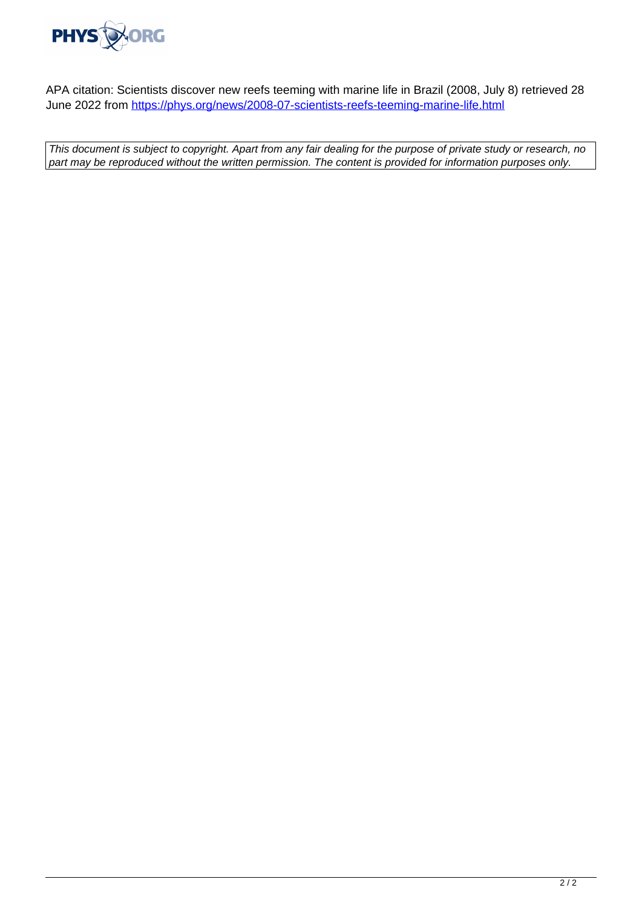APA citation: Scientists discover new reefs teeming with marine life in Brazil (2008, July 8) retrieved 28 June 2022 from https://phys.org/news/2008-07-scientists-reefs-teeming-marine-life.html

*This document is subject to copyright. Apart from any fair dealing for the purpose of private study or research, no part may be reproduced without the written permission. The content is provided for information purposes only.*